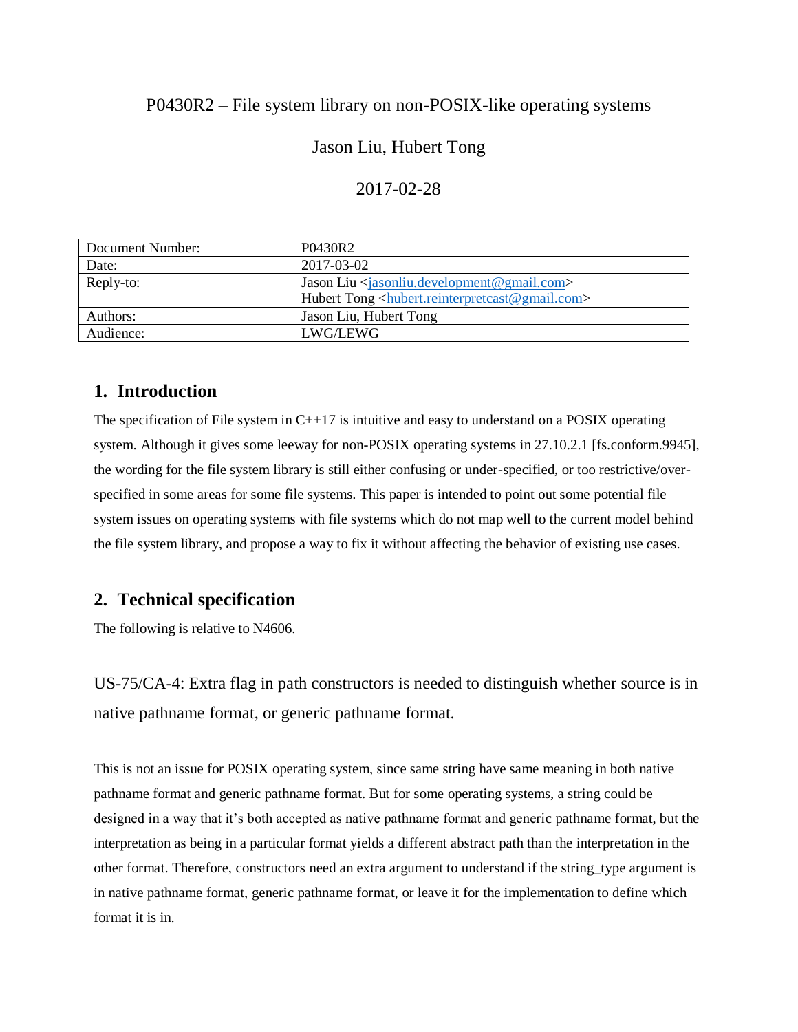# P0430R2 – File system library on non-POSIX-like operating systems

Jason Liu, Hubert Tong

2017-02-28

| Document Number: | P0430R2 |
| --- | --- |
| Date: | 2017-03-02 |
| Reply-to: | Jason Liu <jasonliu.development@gmail.com><br>Hubert Tong <hubert.reinterpretcast@gmail.com> |
| Authors: | Jason Liu, Hubert Tong |
| Audience: | LWG/LEWG |

## 1. Introduction

The specification of File system in C++17 is intuitive and easy to understand on a POSIX operating system. Although it gives some leeway for non-POSIX operating systems in 27.10.2.1 [fs.conform.9945], the wording for the file system library is still either confusing or under-specified, or too restrictive/over-specified in some areas for some file systems. This paper is intended to point out some potential file system issues on operating systems with file systems which do not map well to the current model behind the file system library, and propose a way to fix it without affecting the behavior of existing use cases.

## 2. Technical specification

The following is relative to N4606.

### US-75/CA-4: Extra flag in path constructors is needed to distinguish whether source is in native pathname format, or generic pathname format.

This is not an issue for POSIX operating system, since same string have same meaning in both native pathname format and generic pathname format. But for some operating systems, a string could be designed in a way that it's both accepted as native pathname format and generic pathname format, but the interpretation as being in a particular format yields a different abstract path than the interpretation in the other format. Therefore, constructors need an extra argument to understand if the string_type argument is in native pathname format, generic pathname format, or leave it for the implementation to define which format it is in.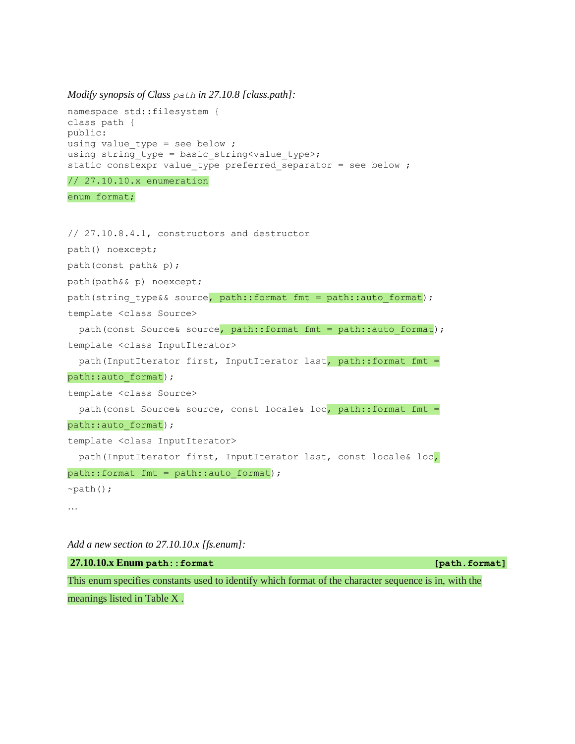*Modify synopsis of Class `path` in 27.10.8 [class.path]:*

```
namespace std::filesystem {
class path {
public:
using value_type = see below ;
using string_type = basic_string<value_type>;
static constexpr value_type preferred_separator = see below ;

// 27.10.10.x enumeration

enum format;


// 27.10.8.4.1, constructors and destructor

path() noexcept;

path(const path& p);

path(path&& p) noexcept;

path(string_type&& source, path::format fmt = path::auto_format);

template <class Source>

  path(const Source& source, path::format fmt = path::auto_format);

template <class InputIterator>

  path(InputIterator first, InputIterator last, path::format fmt =
path::auto_format);

template <class Source>

  path(const Source& source, const locale& loc, path::format fmt =
path::auto_format);

template <class InputIterator>

  path(InputIterator first, InputIterator last, const locale& loc,
path::format fmt = path::auto_format);

~path();

…
```

*Add a new section to 27.10.10.x [fs.enum]:*

**27.10.10.x Enum `path::format`** **`[path.format]`**

This enum specifies constants used to identify which format of the character sequence is in, with the meanings listed in Table X .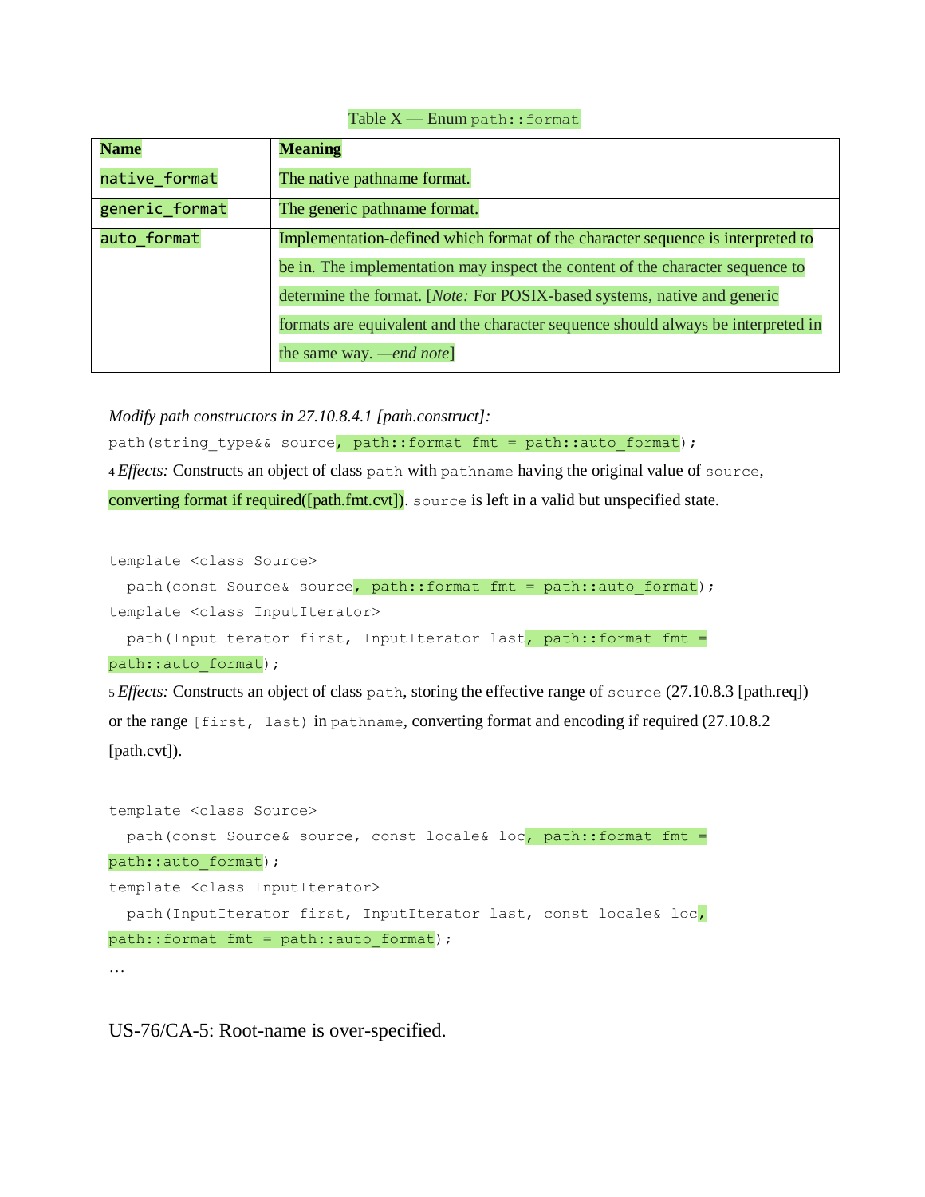Table X — Enum `path::format`

| Name | Meaning |
| --- | --- |
| `native_format` | The native pathname format. |
| `generic_format` | The generic pathname format. |
| `auto_format` | Implementation-defined which format of the character sequence is interpreted to be in. The implementation may inspect the content of the character sequence to determine the format. [*Note:* For POSIX-based systems, native and generic formats are equivalent and the character sequence should always be interpreted in the same way. *—end note*] |

*Modify path constructors in 27.10.8.4.1 [path.construct]:*

```
path(string_type&& source, path::format fmt = path::auto_format);
```

4 *Effects:* Constructs an object of class `path` with `pathname` having the original value of `source`, converting format if required([path.fmt.cvt]). `source` is left in a valid but unspecified state.

```
template <class Source>
  path(const Source& source, path::format fmt = path::auto_format);
template <class InputIterator>
  path(InputIterator first, InputIterator last, path::format fmt =
path::auto_format);
```

5 *Effects:* Constructs an object of class `path`, storing the effective range of `source` (27.10.8.3 [path.req]) or the range `[first, last)` in `pathname`, converting format and encoding if required (27.10.8.2 [path.cvt]).

```
template <class Source>
  path(const Source& source, const locale& loc, path::format fmt =
path::auto_format);
template <class InputIterator>
  path(InputIterator first, InputIterator last, const locale& loc,
path::format fmt = path::auto_format);
…
```

## US-76/CA-5: Root-name is over-specified.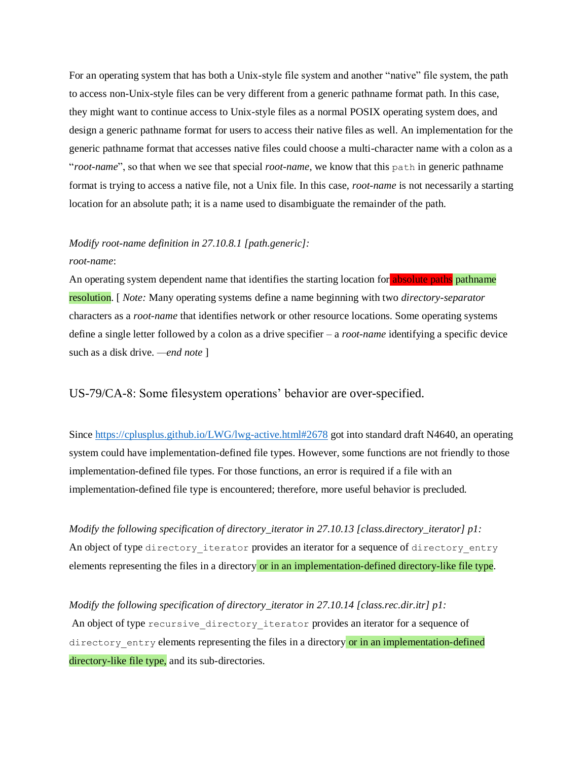For an operating system that has both a Unix-style file system and another "native" file system, the path to access non-Unix-style files can be very different from a generic pathname format path. In this case, they might want to continue access to Unix-style files as a normal POSIX operating system does, and design a generic pathname format for users to access their native files as well. An implementation for the generic pathname format that accesses native files could choose a multi-character name with a colon as a "*root-name*", so that when we see that special *root-name*, we know that this `path` in generic pathname format is trying to access a native file, not a Unix file. In this case, *root-name* is not necessarily a starting location for an absolute path; it is a name used to disambiguate the remainder of the path.

*Modify root-name definition in 27.10.8.1 [path.generic]:*

*root-name*:

An operating system dependent name that identifies the starting location for ~~absolute paths~~ pathname resolution. [ *Note:* Many operating systems define a name beginning with two *directory-separator* characters as a *root-name* that identifies network or other resource locations. Some operating systems define a single letter followed by a colon as a drive specifier – a *root-name* identifying a specific device such as a disk drive. —*end note* ]

## US-79/CA-8: Some filesystem operations' behavior are over-specified.

Since https://cplusplus.github.io/LWG/lwg-active.html#2678 got into standard draft N4640, an operating system could have implementation-defined file types. However, some functions are not friendly to those implementation-defined file types. For those functions, an error is required if a file with an implementation-defined file type is encountered; therefore, more useful behavior is precluded.

*Modify the following specification of directory_iterator in 27.10.13 [class.directory_iterator] p1:*

An object of type `directory_iterator` provides an iterator for a sequence of `directory_entry` elements representing the files in a directory or in an implementation-defined directory-like file type.

*Modify the following specification of directory_iterator in 27.10.14 [class.rec.dir.itr] p1:*

An object of type `recursive_directory_iterator` provides an iterator for a sequence of `directory_entry` elements representing the files in a directory or in an implementation-defined directory-like file type, and its sub-directories.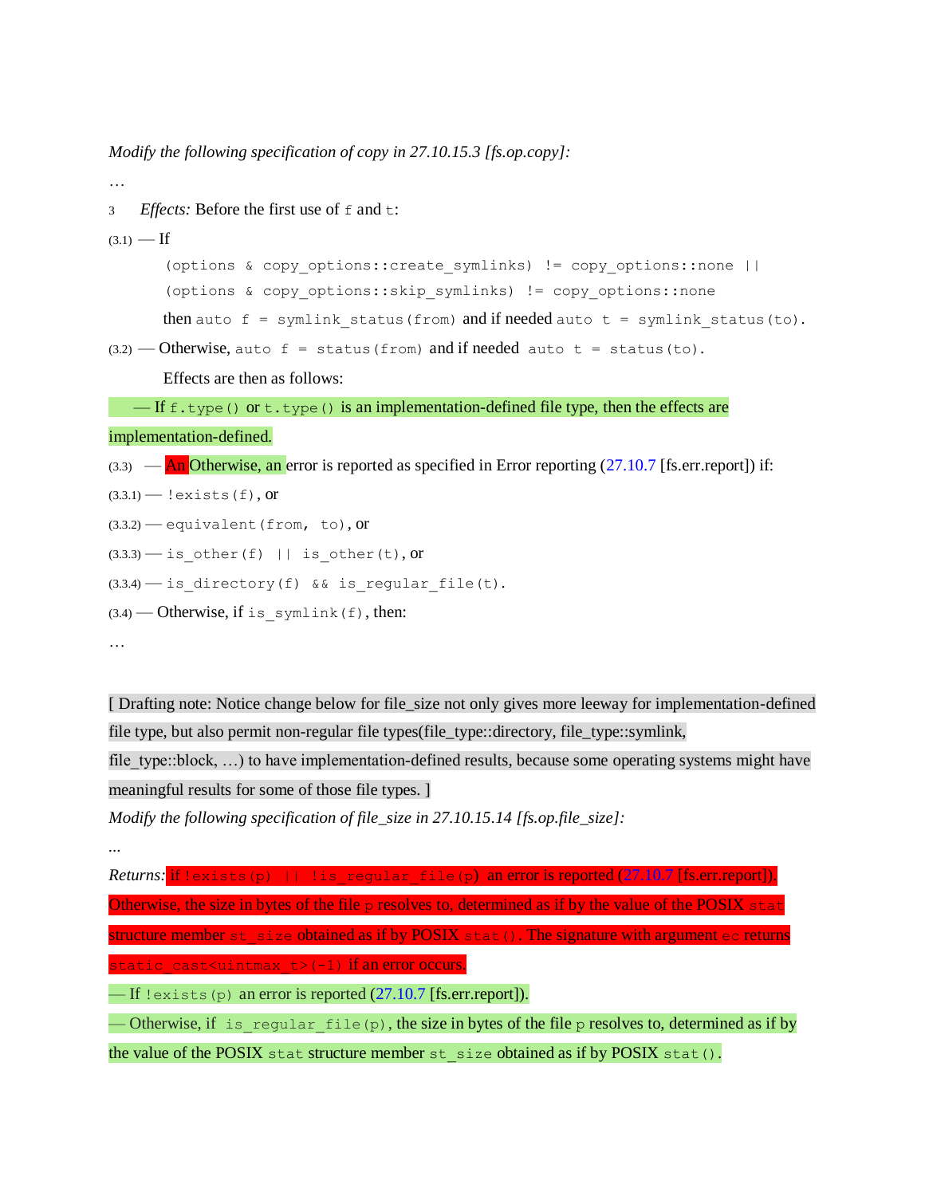*Modify the following specification of copy in 27.10.15.3 [fs.op.copy]:*

…

3 *Effects:* Before the first use of `f` and `t`:

(3.1) — If

```
(options & copy_options::create_symlinks) != copy_options::none ||
(options & copy_options::skip_symlinks) != copy_options::none
```

then `auto f = symlink_status(from)` and if needed `auto t = symlink_status(to)`.

(3.2) — Otherwise, `auto f = status(from)` and if needed `auto t = status(to)`.

Effects are then as follows:

— If `f.type()` or `t.type()` is an implementation-defined file type, then the effects are implementation-defined.

(3.3) — ~~An~~ Otherwise, an error is reported as specified in Error reporting (27.10.7 [fs.err.report]) if:

(3.3.1) — `!exists(f)`, or

(3.3.2) — `equivalent(from, to)`, or

(3.3.3) — `is_other(f) || is_other(t)`, or

(3.3.4) — `is_directory(f) && is_regular_file(t)`.

(3.4) — Otherwise, if `is_symlink(f)`, then:

…

[ Drafting note: Notice change below for file_size not only gives more leeway for implementation-defined file type, but also permit non-regular file types(file_type::directory, file_type::symlink, file_type::block, …) to have implementation-defined results, because some operating systems might have meaningful results for some of those file types. ]

*Modify the following specification of file_size in 27.10.15.14 [fs.op.file_size]:*

...

*Returns:* ~~if `!exists(p) || !is_regular_file(p)` an error is reported (27.10.7 [fs.err.report]). Otherwise, the size in bytes of the file `p` resolves to, determined as if by the value of the POSIX `stat` structure member `st_size` obtained as if by POSIX `stat()`. The signature with argument `ec` returns `static_cast<uintmax_t>(-1)` if an error occurs.~~

— If `!exists(p)` an error is reported (27.10.7 [fs.err.report]).

— Otherwise, if `is_regular_file(p)`, the size in bytes of the file `p` resolves to, determined as if by the value of the POSIX `stat` structure member `st_size` obtained as if by POSIX `stat()`.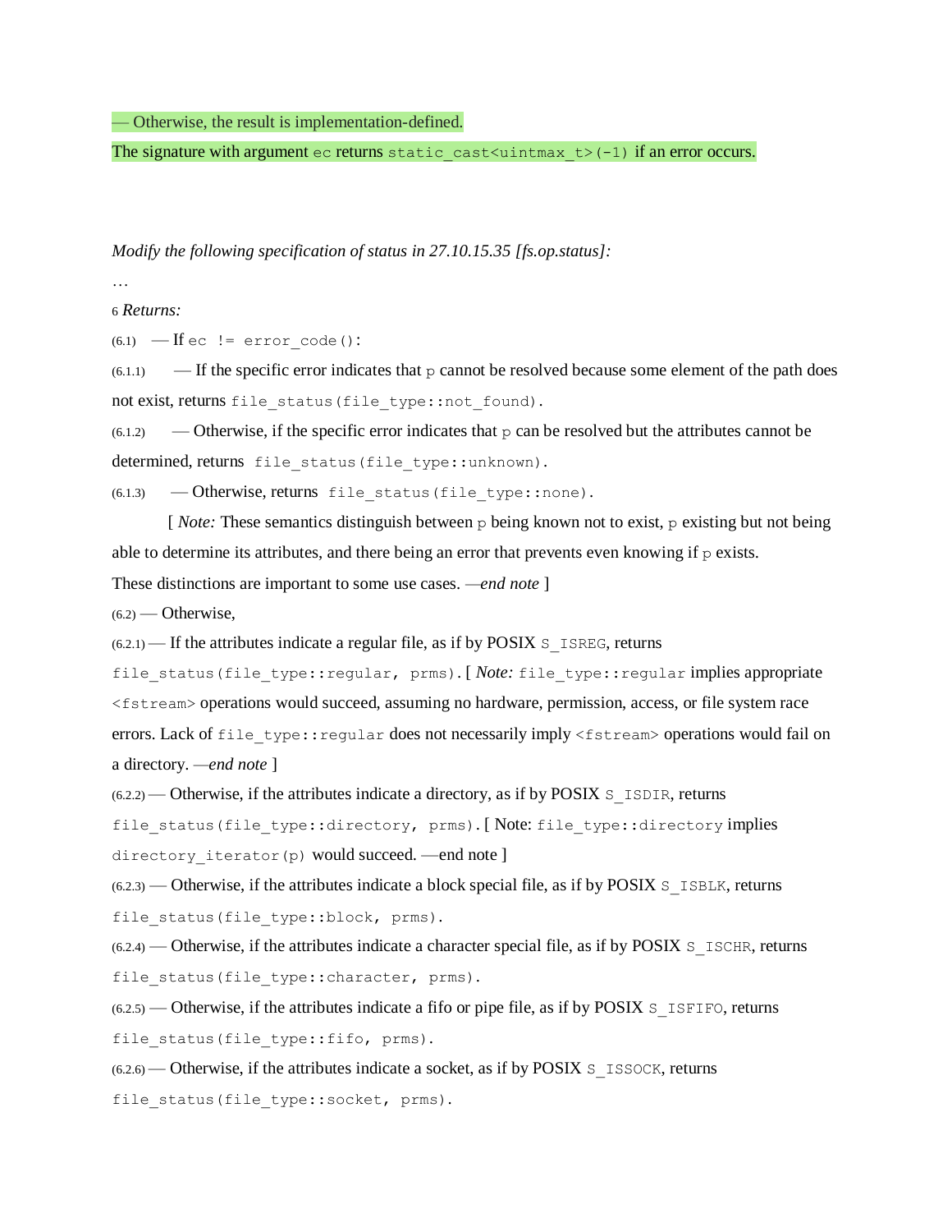— Otherwise, the result is implementation-defined.

The signature with argument `ec` returns `static_cast<uintmax_t>(-1)` if an error occurs.

*Modify the following specification of status in 27.10.15.35 [fs.op.status]:*

…

6 *Returns:*

(6.1) — If `ec != error_code()`:

(6.1.1) — If the specific error indicates that `p` cannot be resolved because some element of the path does not exist, returns `file_status(file_type::not_found)`.

(6.1.2) — Otherwise, if the specific error indicates that `p` can be resolved but the attributes cannot be determined, returns `file_status(file_type::unknown)`.

(6.1.3) — Otherwise, returns `file_status(file_type::none)`.

[ *Note:* These semantics distinguish between `p` being known not to exist, `p` existing but not being able to determine its attributes, and there being an error that prevents even knowing if `p` exists. These distinctions are important to some use cases. —*end note* ]

(6.2) — Otherwise,

(6.2.1) — If the attributes indicate a regular file, as if by POSIX `S_ISREG`, returns `file_status(file_type::regular, prms)`. [ *Note:* `file_type::regular` implies appropriate `<fstream>` operations would succeed, assuming no hardware, permission, access, or file system race errors. Lack of `file_type::regular` does not necessarily imply `<fstream>` operations would fail on a directory. —*end note* ]

(6.2.2) — Otherwise, if the attributes indicate a directory, as if by POSIX `S_ISDIR`, returns `file_status(file_type::directory, prms)`. [ Note: `file_type::directory` implies `directory_iterator(p)` would succeed. —end note ]

(6.2.3) — Otherwise, if the attributes indicate a block special file, as if by POSIX `S_ISBLK`, returns `file_status(file_type::block, prms)`.

(6.2.4) — Otherwise, if the attributes indicate a character special file, as if by POSIX `S_ISCHR`, returns `file_status(file_type::character, prms)`.

(6.2.5) — Otherwise, if the attributes indicate a fifo or pipe file, as if by POSIX `S_ISFIFO`, returns `file_status(file_type::fifo, prms)`.

(6.2.6) — Otherwise, if the attributes indicate a socket, as if by POSIX `S_ISSOCK`, returns `file_status(file_type::socket, prms)`.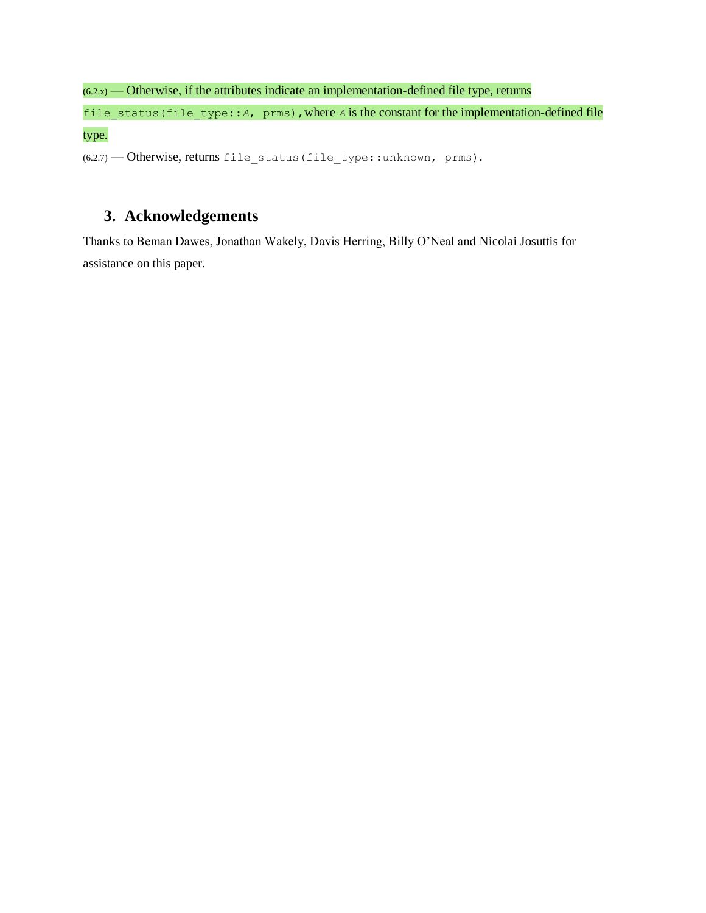(6.2.x) — Otherwise, if the attributes indicate an implementation-defined file type, returns `file_status(file_type::A, prms)`, where *A* is the constant for the implementation-defined file type.

(6.2.7) — Otherwise, returns `file_status(file_type::unknown, prms)`.

## 3. Acknowledgements

Thanks to Beman Dawes, Jonathan Wakely, Davis Herring, Billy O'Neal and Nicolai Josuttis for assistance on this paper.